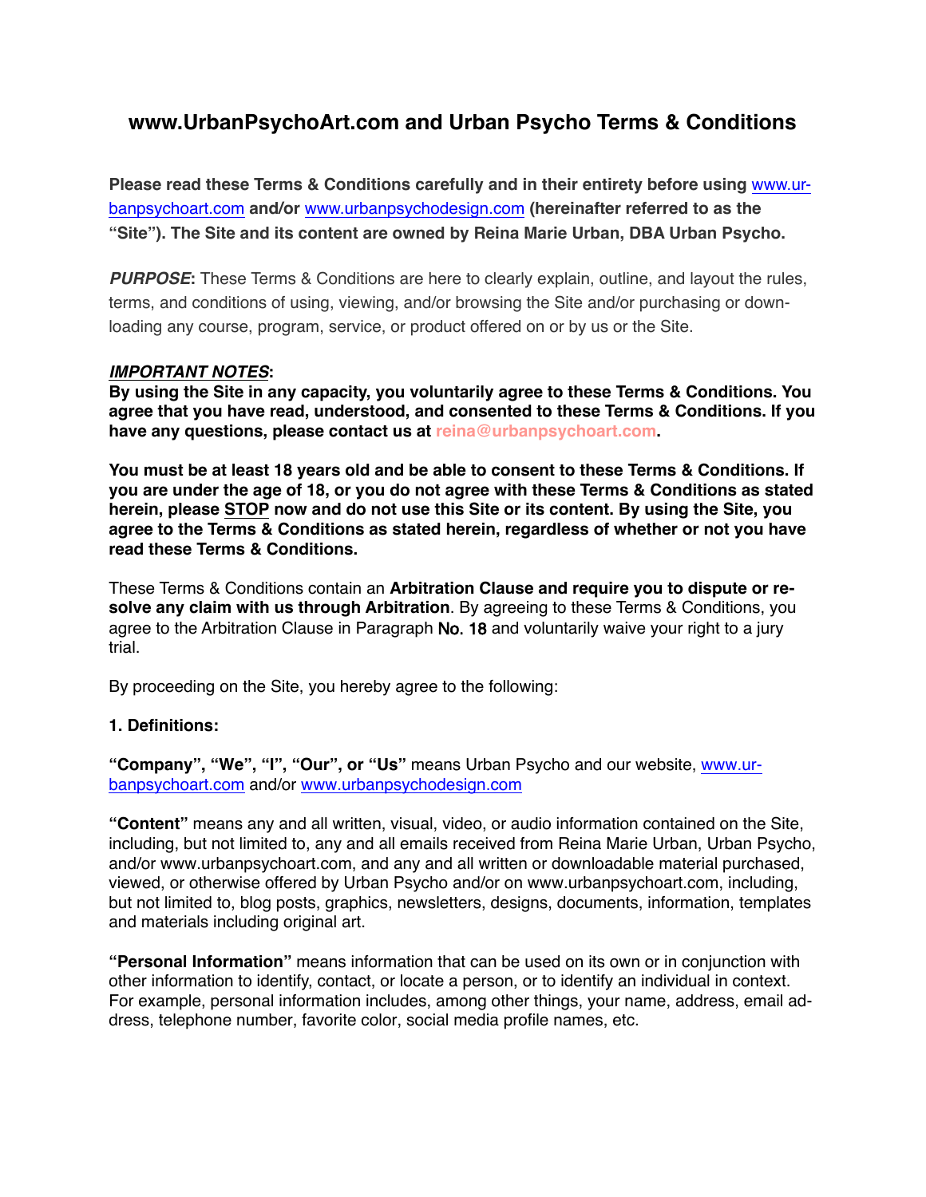# www.UrbanPsychoArt.com and Urban Psycho Terms & Conditions

**Please read these Terms & Conditions carefully and in their entirety before using www.urbanpsychoart.com and/or www.urbanpsychodesign.com (hereinafter referred to as the "Site"). The Site and its content are owned by Reina Marie Urban, DBA Urban Psycho.**

***PURPOSE*:** These Terms & Conditions are here to clearly explain, outline, and layout the rules, terms, and conditions of using, viewing, and/or browsing the Site and/or purchasing or downloading any course, program, service, or product offered on or by us or the Site.

***IMPORTANT NOTES*:**
**By using the Site in any capacity, you voluntarily agree to these Terms & Conditions. You agree that you have read, understood, and consented to these Terms & Conditions. If you have any questions, please contact us at reina@urbanpsychoart.com.**

**You must be at least 18 years old and be able to consent to these Terms & Conditions. If you are under the age of 18, or you do not agree with these Terms & Conditions as stated herein, please STOP now and do not use this Site or its content. By using the Site, you agree to the Terms & Conditions as stated herein, regardless of whether or not you have read these Terms & Conditions.**

These Terms & Conditions contain an **Arbitration Clause and require you to dispute or resolve any claim with us through Arbitration**. By agreeing to these Terms & Conditions, you agree to the Arbitration Clause in Paragraph No. 18 and voluntarily waive your right to a jury trial.

By proceeding on the Site, you hereby agree to the following:

**1. Definitions:**

**"Company", "We", "I", "Our", or "Us"** means Urban Psycho and our website, www.urbanpsychoart.com and/or www.urbanpsychodesign.com

**"Content"** means any and all written, visual, video, or audio information contained on the Site, including, but not limited to, any and all emails received from Reina Marie Urban, Urban Psycho, and/or www.urbanpsychoart.com, and any and all written or downloadable material purchased, viewed, or otherwise offered by Urban Psycho and/or on www.urbanpsychoart.com, including, but not limited to, blog posts, graphics, newsletters, designs, documents, information, templates and materials including original art.

**"Personal Information"** means information that can be used on its own or in conjunction with other information to identify, contact, or locate a person, or to identify an individual in context. For example, personal information includes, among other things, your name, address, email address, telephone number, favorite color, social media profile names, etc.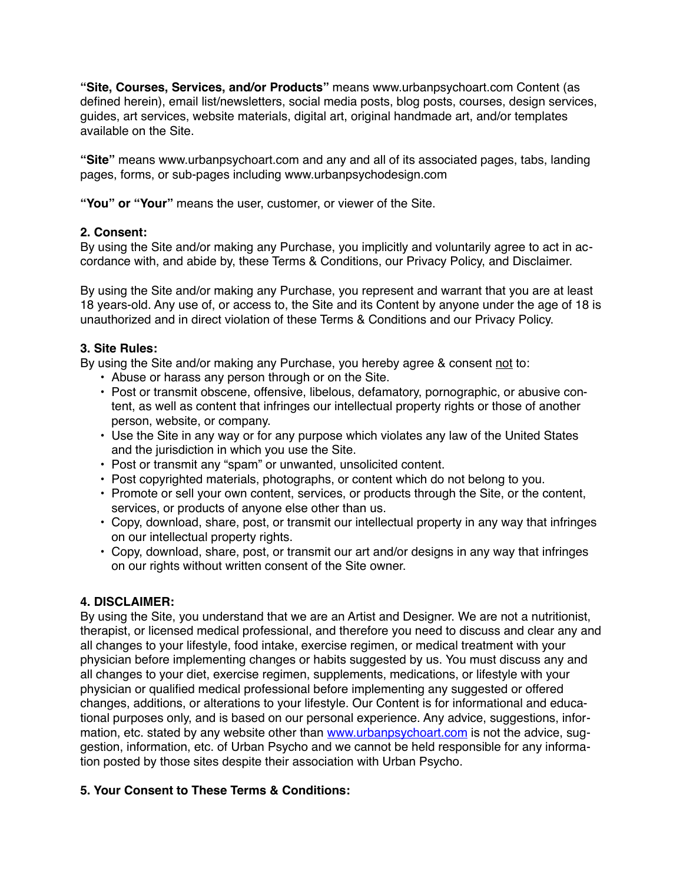**"Site, Courses, Services, and/or Products"** means www.urbanpsychoart.com Content (as defined herein), email list/newsletters, social media posts, blog posts, courses, design services, guides, art services, website materials, digital art, original handmade art, and/or templates available on the Site.

**"Site"** means www.urbanpsychoart.com and any and all of its associated pages, tabs, landing pages, forms, or sub-pages including www.urbanpsychodesign.com

**"You" or "Your"** means the user, customer, or viewer of the Site.

**2. Consent:**
By using the Site and/or making any Purchase, you implicitly and voluntarily agree to act in accordance with, and abide by, these Terms & Conditions, our Privacy Policy, and Disclaimer.

By using the Site and/or making any Purchase, you represent and warrant that you are at least 18 years-old. Any use of, or access to, the Site and its Content by anyone under the age of 18 is unauthorized and in direct violation of these Terms & Conditions and our Privacy Policy.

**3. Site Rules:**
By using the Site and/or making any Purchase, you hereby agree & consent not to:

- Abuse or harass any person through or on the Site.
- Post or transmit obscene, offensive, libelous, defamatory, pornographic, or abusive content, as well as content that infringes our intellectual property rights or those of another person, website, or company.
- Use the Site in any way or for any purpose which violates any law of the United States and the jurisdiction in which you use the Site.
- Post or transmit any "spam" or unwanted, unsolicited content.
- Post copyrighted materials, photographs, or content which do not belong to you.
- Promote or sell your own content, services, or products through the Site, or the content, services, or products of anyone else other than us.
- Copy, download, share, post, or transmit our intellectual property in any way that infringes on our intellectual property rights.
- Copy, download, share, post, or transmit our art and/or designs in any way that infringes on our rights without written consent of the Site owner.

**4. DISCLAIMER:**
By using the Site, you understand that we are an Artist and Designer. We are not a nutritionist, therapist, or licensed medical professional, and therefore you need to discuss and clear any and all changes to your lifestyle, food intake, exercise regimen, or medical treatment with your physician before implementing changes or habits suggested by us. You must discuss any and all changes to your diet, exercise regimen, supplements, medications, or lifestyle with your physician or qualified medical professional before implementing any suggested or offered changes, additions, or alterations to your lifestyle. Our Content is for informational and educational purposes only, and is based on our personal experience. Any advice, suggestions, information, etc. stated by any website other than www.urbanpsychoart.com is not the advice, suggestion, information, etc. of Urban Psycho and we cannot be held responsible for any information posted by those sites despite their association with Urban Psycho.

**5. Your Consent to These Terms & Conditions:**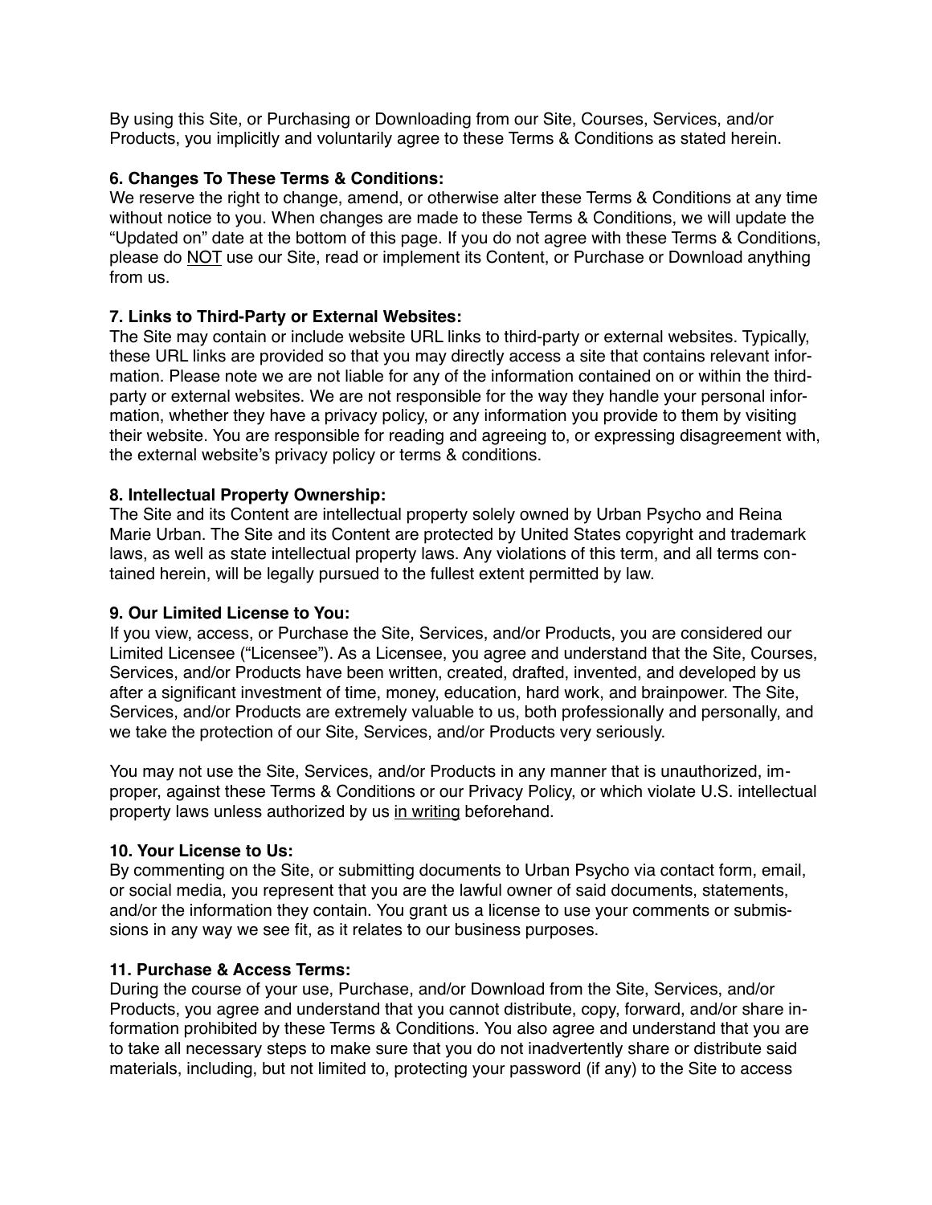By using this Site, or Purchasing or Downloading from our Site, Courses, Services, and/or Products, you implicitly and voluntarily agree to these Terms & Conditions as stated herein.

**6. Changes To These Terms & Conditions:**
We reserve the right to change, amend, or otherwise alter these Terms & Conditions at any time without notice to you. When changes are made to these Terms & Conditions, we will update the "Updated on" date at the bottom of this page. If you do not agree with these Terms & Conditions, please do <u>NOT</u> use our Site, read or implement its Content, or Purchase or Download anything from us.

**7. Links to Third-Party or External Websites:**
The Site may contain or include website URL links to third-party or external websites. Typically, these URL links are provided so that you may directly access a site that contains relevant information. Please note we are not liable for any of the information contained on or within the third-party or external websites. We are not responsible for the way they handle your personal information, whether they have a privacy policy, or any information you provide to them by visiting their website. You are responsible for reading and agreeing to, or expressing disagreement with, the external website's privacy policy or terms & conditions.

**8. Intellectual Property Ownership:**
The Site and its Content are intellectual property solely owned by Urban Psycho and Reina Marie Urban. The Site and its Content are protected by United States copyright and trademark laws, as well as state intellectual property laws. Any violations of this term, and all terms contained herein, will be legally pursued to the fullest extent permitted by law.

**9. Our Limited License to You:**
If you view, access, or Purchase the Site, Services, and/or Products, you are considered our Limited Licensee ("Licensee"). As a Licensee, you agree and understand that the Site, Courses, Services, and/or Products have been written, created, drafted, invented, and developed by us after a significant investment of time, money, education, hard work, and brainpower. The Site, Services, and/or Products are extremely valuable to us, both professionally and personally, and we take the protection of our Site, Services, and/or Products very seriously.

You may not use the Site, Services, and/or Products in any manner that is unauthorized, improper, against these Terms & Conditions or our Privacy Policy, or which violate U.S. intellectual property laws unless authorized by us <u>in writing</u> beforehand.

**10. Your License to Us:**
By commenting on the Site, or submitting documents to Urban Psycho via contact form, email, or social media, you represent that you are the lawful owner of said documents, statements, and/or the information they contain. You grant us a license to use your comments or submissions in any way we see fit, as it relates to our business purposes.

**11. Purchase & Access Terms:**
During the course of your use, Purchase, and/or Download from the Site, Services, and/or Products, you agree and understand that you cannot distribute, copy, forward, and/or share information prohibited by these Terms & Conditions. You also agree and understand that you are to take all necessary steps to make sure that you do not inadvertently share or distribute said materials, including, but not limited to, protecting your password (if any) to the Site to access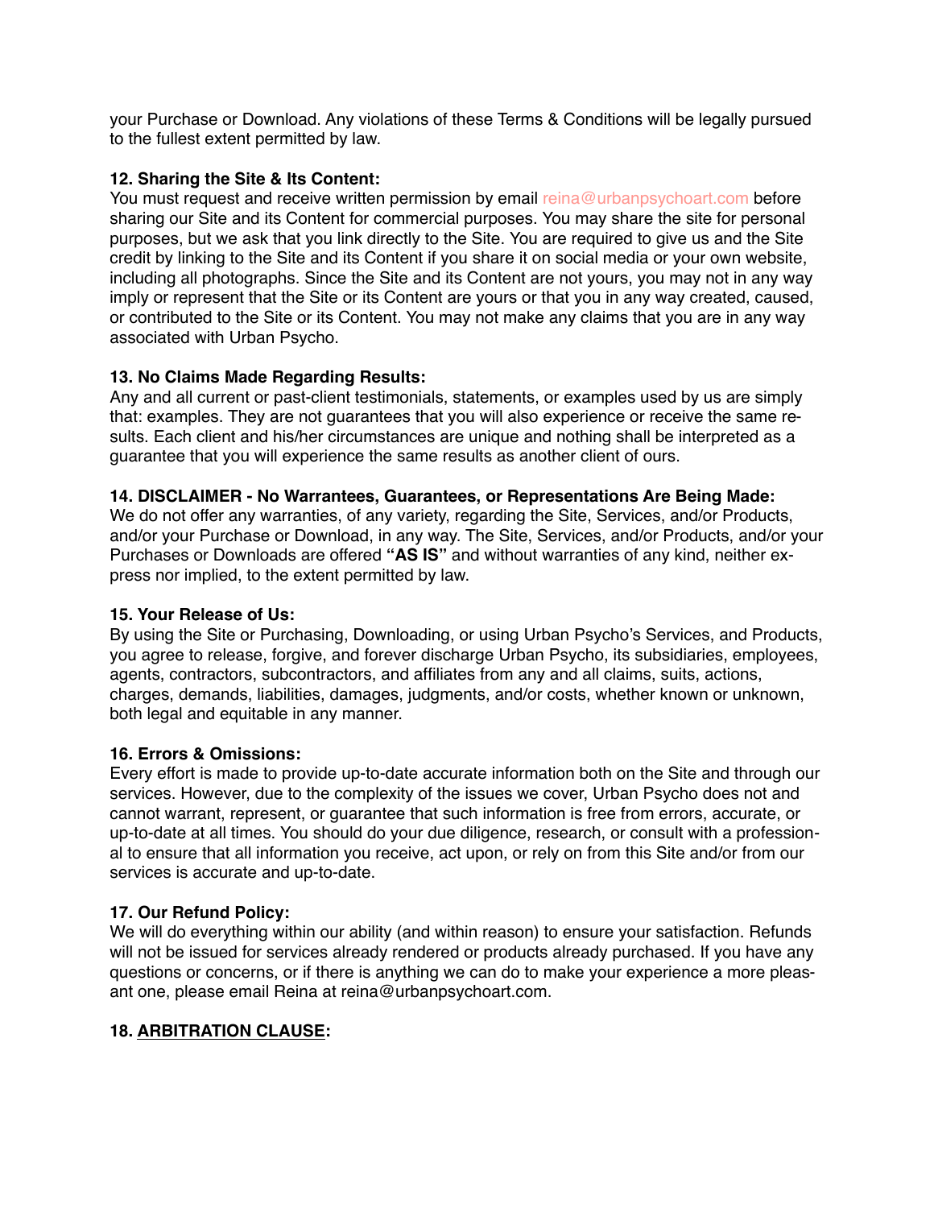your Purchase or Download. Any violations of these Terms & Conditions will be legally pursued to the fullest extent permitted by law.

**12. Sharing the Site & Its Content:**
You must request and receive written permission by email reina@urbanpsychoart.com before sharing our Site and its Content for commercial purposes. You may share the site for personal purposes, but we ask that you link directly to the Site. You are required to give us and the Site credit by linking to the Site and its Content if you share it on social media or your own website, including all photographs. Since the Site and its Content are not yours, you may not in any way imply or represent that the Site or its Content are yours or that you in any way created, caused, or contributed to the Site or its Content. You may not make any claims that you are in any way associated with Urban Psycho.

**13. No Claims Made Regarding Results:**
Any and all current or past-client testimonials, statements, or examples used by us are simply that: examples. They are not guarantees that you will also experience or receive the same results. Each client and his/her circumstances are unique and nothing shall be interpreted as a guarantee that you will experience the same results as another client of ours.

**14. DISCLAIMER - No Warrantees, Guarantees, or Representations Are Being Made:**
We do not offer any warranties, of any variety, regarding the Site, Services, and/or Products, and/or your Purchase or Download, in any way. The Site, Services, and/or Products, and/or your Purchases or Downloads are offered **"AS IS"** and without warranties of any kind, neither express nor implied, to the extent permitted by law.

**15. Your Release of Us:**
By using the Site or Purchasing, Downloading, or using Urban Psycho's Services, and Products, you agree to release, forgive, and forever discharge Urban Psycho, its subsidiaries, employees, agents, contractors, subcontractors, and affiliates from any and all claims, suits, actions, charges, demands, liabilities, damages, judgments, and/or costs, whether known or unknown, both legal and equitable in any manner.

**16. Errors & Omissions:**
Every effort is made to provide up-to-date accurate information both on the Site and through our services. However, due to the complexity of the issues we cover, Urban Psycho does not and cannot warrant, represent, or guarantee that such information is free from errors, accurate, or up-to-date at all times. You should do your due diligence, research, or consult with a professional to ensure that all information you receive, act upon, or rely on from this Site and/or from our services is accurate and up-to-date.

**17. Our Refund Policy:**
We will do everything within our ability (and within reason) to ensure your satisfaction. Refunds will not be issued for services already rendered or products already purchased. If you have any questions or concerns, or if there is anything we can do to make your experience a more pleasant one, please email Reina at reina@urbanpsychoart.com.

**18. <u>ARBITRATION CLAUSE</u>:**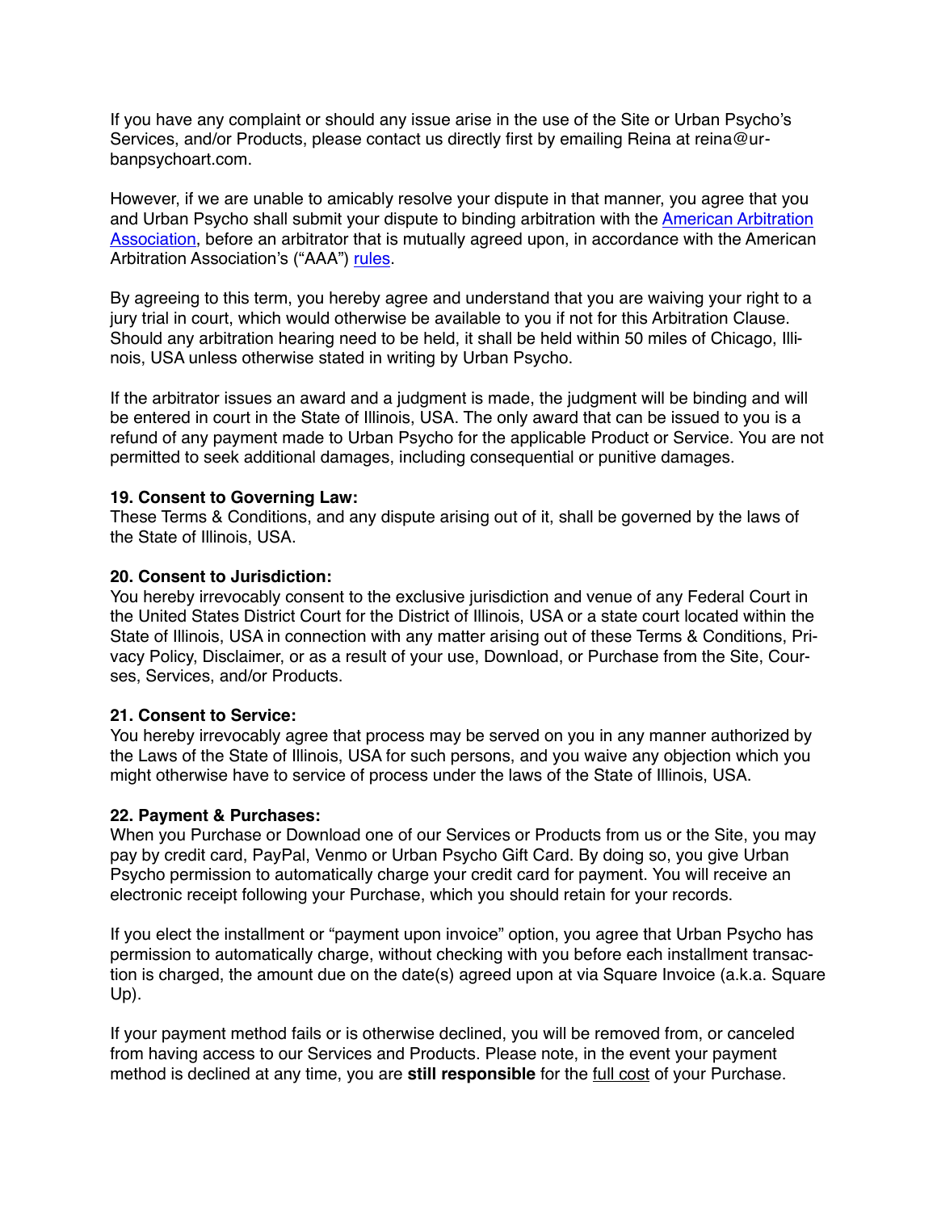If you have any complaint or should any issue arise in the use of the Site or Urban Psycho's Services, and/or Products, please contact us directly first by emailing Reina at reina@urbanpsychoart.com.

However, if we are unable to amicably resolve your dispute in that manner, you agree that you and Urban Psycho shall submit your dispute to binding arbitration with the [American Arbitration Association](), before an arbitrator that is mutually agreed upon, in accordance with the American Arbitration Association's ("AAA") [rules]().

By agreeing to this term, you hereby agree and understand that you are waiving your right to a jury trial in court, which would otherwise be available to you if not for this Arbitration Clause. Should any arbitration hearing need to be held, it shall be held within 50 miles of Chicago, Illinois, USA unless otherwise stated in writing by Urban Psycho.

If the arbitrator issues an award and a judgment is made, the judgment will be binding and will be entered in court in the State of Illinois, USA. The only award that can be issued to you is a refund of any payment made to Urban Psycho for the applicable Product or Service. You are not permitted to seek additional damages, including consequential or punitive damages.

**19. Consent to Governing Law:**
These Terms & Conditions, and any dispute arising out of it, shall be governed by the laws of the State of Illinois, USA.

**20. Consent to Jurisdiction:**
You hereby irrevocably consent to the exclusive jurisdiction and venue of any Federal Court in the United States District Court for the District of Illinois, USA or a state court located within the State of Illinois, USA in connection with any matter arising out of these Terms & Conditions, Privacy Policy, Disclaimer, or as a result of your use, Download, or Purchase from the Site, Courses, Services, and/or Products.

**21. Consent to Service:**
You hereby irrevocably agree that process may be served on you in any manner authorized by the Laws of the State of Illinois, USA for such persons, and you waive any objection which you might otherwise have to service of process under the laws of the State of Illinois, USA.

**22. Payment & Purchases:**
When you Purchase or Download one of our Services or Products from us or the Site, you may pay by credit card, PayPal, Venmo or Urban Psycho Gift Card. By doing so, you give Urban Psycho permission to automatically charge your credit card for payment. You will receive an electronic receipt following your Purchase, which you should retain for your records.

If you elect the installment or "payment upon invoice" option, you agree that Urban Psycho has permission to automatically charge, without checking with you before each installment transaction is charged, the amount due on the date(s) agreed upon at via Square Invoice (a.k.a. Square Up).

If your payment method fails or is otherwise declined, you will be removed from, or canceled from having access to our Services and Products. Please note, in the event your payment method is declined at any time, you are **still responsible** for the full cost of your Purchase.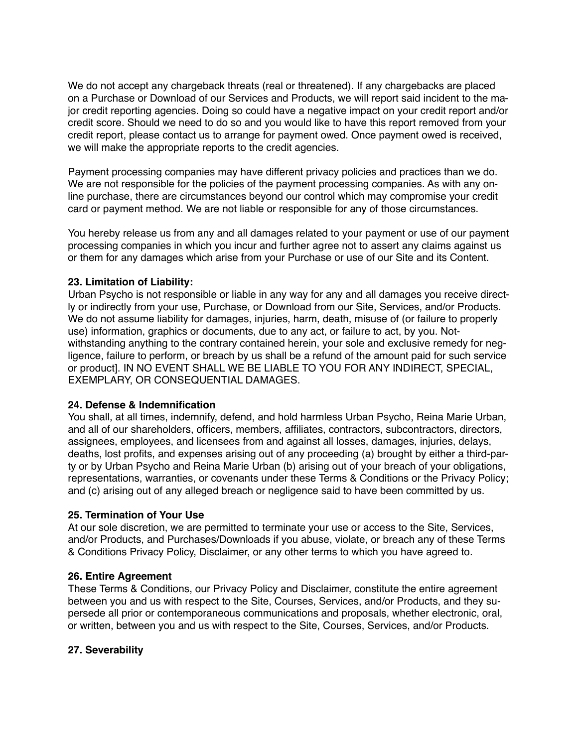We do not accept any chargeback threats (real or threatened). If any chargebacks are placed on a Purchase or Download of our Services and Products, we will report said incident to the major credit reporting agencies. Doing so could have a negative impact on your credit report and/or credit score. Should we need to do so and you would like to have this report removed from your credit report, please contact us to arrange for payment owed. Once payment owed is received, we will make the appropriate reports to the credit agencies.

Payment processing companies may have different privacy policies and practices than we do. We are not responsible for the policies of the payment processing companies. As with any online purchase, there are circumstances beyond our control which may compromise your credit card or payment method. We are not liable or responsible for any of those circumstances.

You hereby release us from any and all damages related to your payment or use of our payment processing companies in which you incur and further agree not to assert any claims against us or them for any damages which arise from your Purchase or use of our Site and its Content.

**23. Limitation of Liability:**
Urban Psycho is not responsible or liable in any way for any and all damages you receive directly or indirectly from your use, Purchase, or Download from our Site, Services, and/or Products. We do not assume liability for damages, injuries, harm, death, misuse of (or failure to properly use) information, graphics or documents, due to any act, or failure to act, by you. Notwithstanding anything to the contrary contained herein, your sole and exclusive remedy for negligence, failure to perform, or breach by us shall be a refund of the amount paid for such service or product]. IN NO EVENT SHALL WE BE LIABLE TO YOU FOR ANY INDIRECT, SPECIAL, EXEMPLARY, OR CONSEQUENTIAL DAMAGES.

**24. Defense & Indemnification**
You shall, at all times, indemnify, defend, and hold harmless Urban Psycho, Reina Marie Urban, and all of our shareholders, officers, members, affiliates, contractors, subcontractors, directors, assignees, employees, and licensees from and against all losses, damages, injuries, delays, deaths, lost profits, and expenses arising out of any proceeding (a) brought by either a third-party or by Urban Psycho and Reina Marie Urban (b) arising out of your breach of your obligations, representations, warranties, or covenants under these Terms & Conditions or the Privacy Policy; and (c) arising out of any alleged breach or negligence said to have been committed by us.

**25. Termination of Your Use**
At our sole discretion, we are permitted to terminate your use or access to the Site, Services, and/or Products, and Purchases/Downloads if you abuse, violate, or breach any of these Terms & Conditions Privacy Policy, Disclaimer, or any other terms to which you have agreed to.

**26. Entire Agreement**
These Terms & Conditions, our Privacy Policy and Disclaimer, constitute the entire agreement between you and us with respect to the Site, Courses, Services, and/or Products, and they supersede all prior or contemporaneous communications and proposals, whether electronic, oral, or written, between you and us with respect to the Site, Courses, Services, and/or Products.

**27. Severability**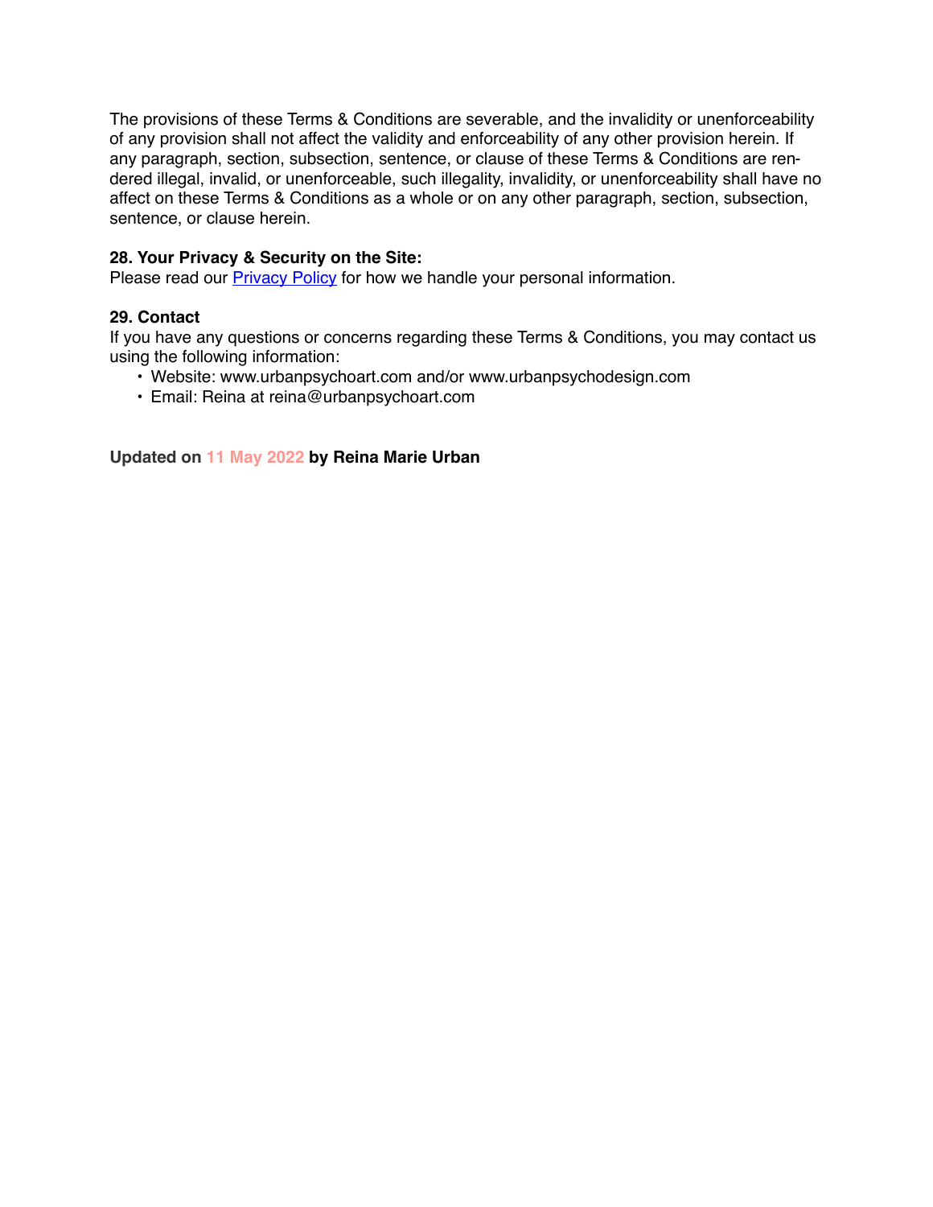The provisions of these Terms & Conditions are severable, and the invalidity or unenforceability of any provision shall not affect the validity and enforceability of any other provision herein. If any paragraph, section, subsection, sentence, or clause of these Terms & Conditions are rendered illegal, invalid, or unenforceable, such illegality, invalidity, or unenforceability shall have no affect on these Terms & Conditions as a whole or on any other paragraph, section, subsection, sentence, or clause herein.

**28. Your Privacy & Security on the Site:**
Please read our Privacy Policy for how we handle your personal information.

**29. Contact**
If you have any questions or concerns regarding these Terms & Conditions, you may contact us using the following information:

- Website: www.urbanpsychoart.com and/or www.urbanpsychodesign.com
- Email: Reina at reina@urbanpsychoart.com

**Updated on 11 May 2022 by Reina Marie Urban**